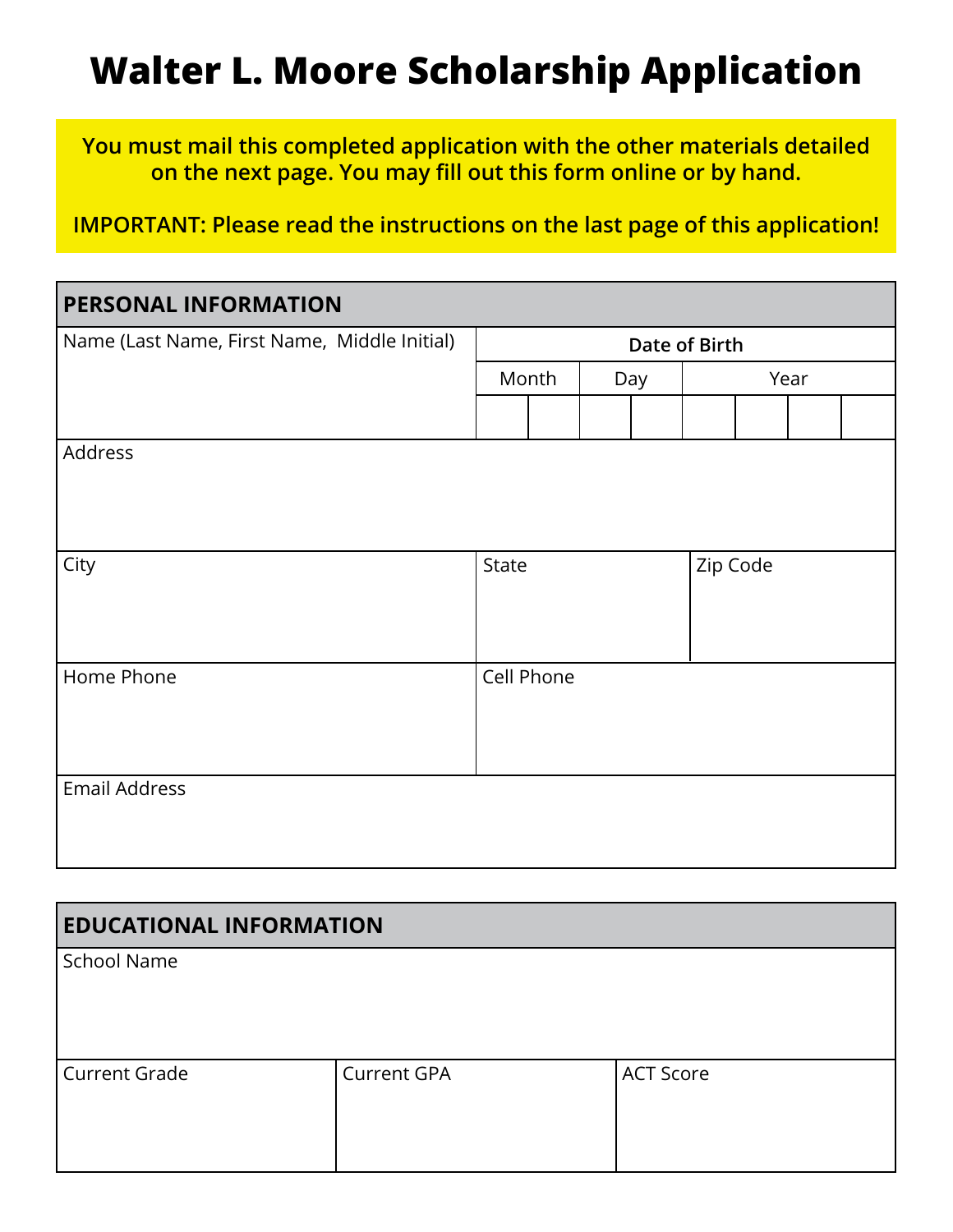# Walter L. Moore Scholarship Application

**You must mail this completed application with the other materials detailed on the next page. You may fill out this form online or by hand.**

**IMPORTANT: Please read the instructions on the last page of this application!**

| **PERSONAL INFORMATION** | | | | | | | | | | |
|---|---|---|---|---|---|---|---|---|---|---|
| Name (Last Name, First Name, Middle Initial) | **Date of Birth** | | | | | | | | | |
| | Month | | Day | | Year | | | | | |
| | | | | | | | | | | |
| Address | | | | | | | | | | |
| City | State | | | | Zip Code | | | | | |
| Home Phone | Cell Phone | | | | | | | | | |
| Email Address | | | | | | | | | | |

| **EDUCATIONAL INFORMATION** | | |
|---|---|---|
| School Name | | |
| Current Grade | Current GPA | ACT Score |
| | | |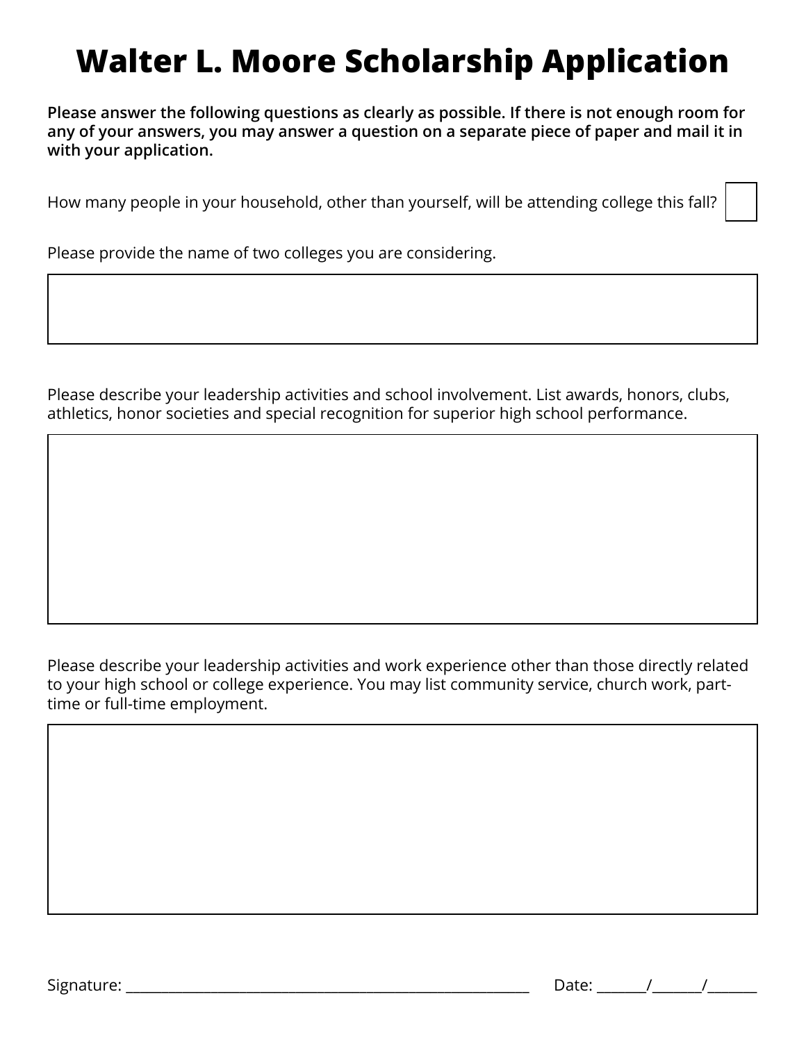# Walter L. Moore Scholarship Application

**Please answer the following questions as clearly as possible. If there is not enough room for any of your answers, you may answer a question on a separate piece of paper and mail it in with your application.**

How many people in your household, other than yourself, will be attending college this fall? ☐

Please provide the name of two colleges you are considering.

Please describe your leadership activities and school involvement. List awards, honors, clubs, athletics, honor societies and special recognition for superior high school performance.

Please describe your leadership activities and work experience other than those directly related to your high school or college experience. You may list community service, church work, part-time or full-time employment.

Signature: ____________________________________________________________ Date: _______/_______/_______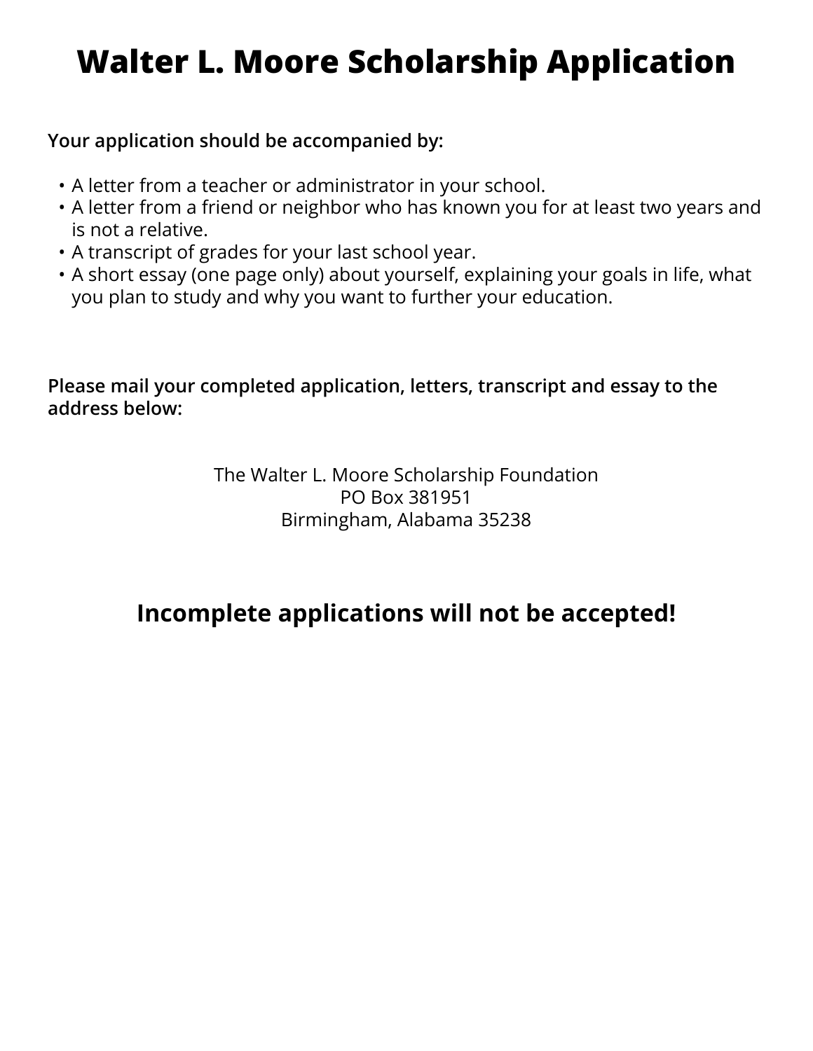# Walter L. Moore Scholarship Application

**Your application should be accompanied by:**

- A letter from a teacher or administrator in your school.
- A letter from a friend or neighbor who has known you for at least two years and is not a relative.
- A transcript of grades for your last school year.
- A short essay (one page only) about yourself, explaining your goals in life, what you plan to study and why you want to further your education.

**Please mail your completed application, letters, transcript and essay to the address below:**

The Walter L. Moore Scholarship Foundation
PO Box 381951
Birmingham, Alabama 35238

## Incomplete applications will not be accepted!